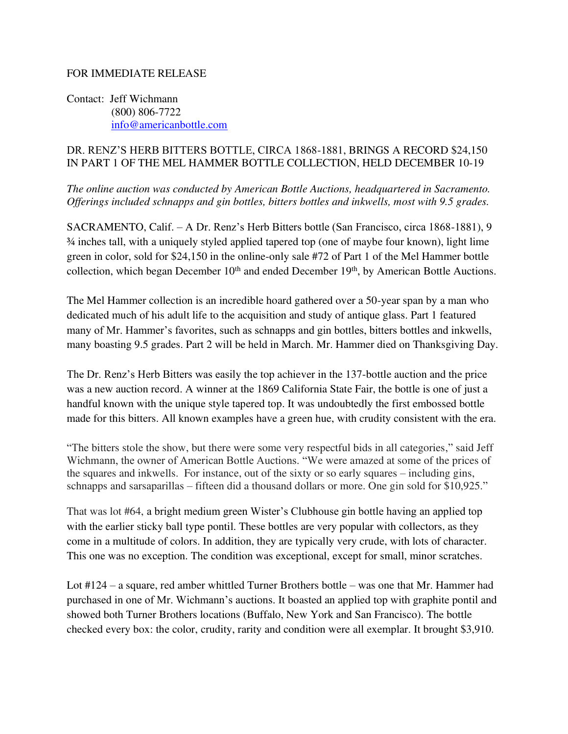FOR IMMEDIATE RELEASE

Contact: Jeff Wichmann
(800) 806-7722
info@americanbottle.com

DR. RENZ'S HERB BITTERS BOTTLE, CIRCA 1868-1881, BRINGS A RECORD $24,150 IN PART 1 OF THE MEL HAMMER BOTTLE COLLECTION, HELD DECEMBER 10-19

*The online auction was conducted by American Bottle Auctions, headquartered in Sacramento. Offerings included schnapps and gin bottles, bitters bottles and inkwells, most with 9.5 grades.*

SACRAMENTO, Calif. – A Dr. Renz's Herb Bitters bottle (San Francisco, circa 1868-1881), 9 ¾ inches tall, with a uniquely styled applied tapered top (one of maybe four known), light lime green in color, sold for $24,150 in the online-only sale #72 of Part 1 of the Mel Hammer bottle collection, which began December 10th and ended December 19th, by American Bottle Auctions.

The Mel Hammer collection is an incredible hoard gathered over a 50-year span by a man who dedicated much of his adult life to the acquisition and study of antique glass. Part 1 featured many of Mr. Hammer's favorites, such as schnapps and gin bottles, bitters bottles and inkwells, many boasting 9.5 grades. Part 2 will be held in March. Mr. Hammer died on Thanksgiving Day.

The Dr. Renz's Herb Bitters was easily the top achiever in the 137-bottle auction and the price was a new auction record. A winner at the 1869 California State Fair, the bottle is one of just a handful known with the unique style tapered top. It was undoubtedly the first embossed bottle made for this bitters. All known examples have a green hue, with crudity consistent with the era.

"The bitters stole the show, but there were some very respectful bids in all categories," said Jeff Wichmann, the owner of American Bottle Auctions. "We were amazed at some of the prices of the squares and inkwells. For instance, out of the sixty or so early squares – including gins, schnapps and sarsaparillas – fifteen did a thousand dollars or more. One gin sold for $10,925."

That was lot #64, a bright medium green Wister's Clubhouse gin bottle having an applied top with the earlier sticky ball type pontil. These bottles are very popular with collectors, as they come in a multitude of colors. In addition, they are typically very crude, with lots of character. This one was no exception. The condition was exceptional, except for small, minor scratches.

Lot #124 – a square, red amber whittled Turner Brothers bottle – was one that Mr. Hammer had purchased in one of Mr. Wichmann's auctions. It boasted an applied top with graphite pontil and showed both Turner Brothers locations (Buffalo, New York and San Francisco). The bottle checked every box: the color, crudity, rarity and condition were all exemplar. It brought $3,910.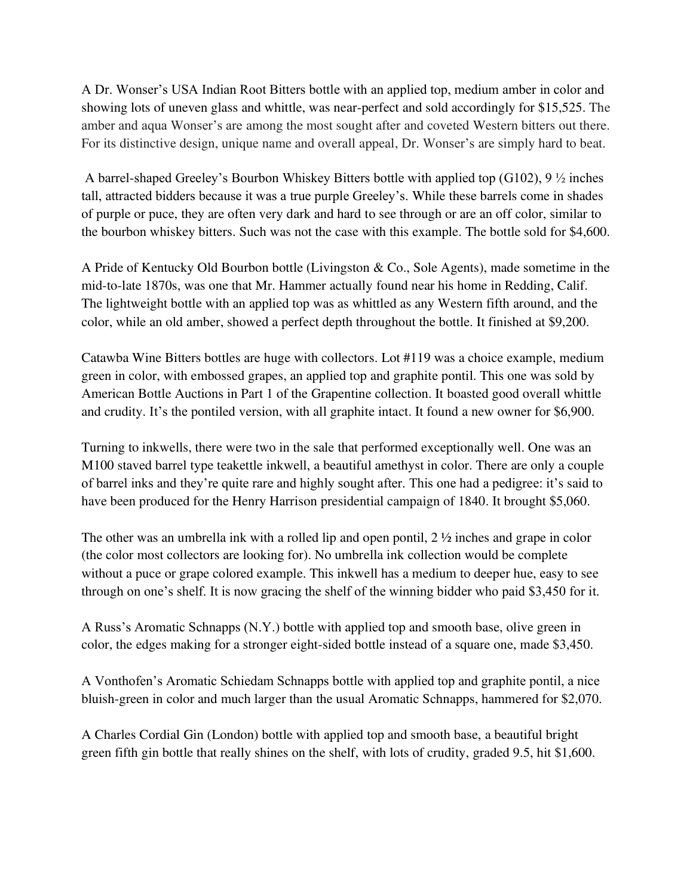A Dr. Wonser's USA Indian Root Bitters bottle with an applied top, medium amber in color and showing lots of uneven glass and whittle, was near-perfect and sold accordingly for $15,525. The amber and aqua Wonser's are among the most sought after and coveted Western bitters out there. For its distinctive design, unique name and overall appeal, Dr. Wonser's are simply hard to beat.

A barrel-shaped Greeley's Bourbon Whiskey Bitters bottle with applied top (G102), 9 ½ inches tall, attracted bidders because it was a true purple Greeley's. While these barrels come in shades of purple or puce, they are often very dark and hard to see through or are an off color, similar to the bourbon whiskey bitters. Such was not the case with this example. The bottle sold for $4,600.

A Pride of Kentucky Old Bourbon bottle (Livingston & Co., Sole Agents), made sometime in the mid-to-late 1870s, was one that Mr. Hammer actually found near his home in Redding, Calif. The lightweight bottle with an applied top was as whittled as any Western fifth around, and the color, while an old amber, showed a perfect depth throughout the bottle. It finished at $9,200.

Catawba Wine Bitters bottles are huge with collectors. Lot #119 was a choice example, medium green in color, with embossed grapes, an applied top and graphite pontil. This one was sold by American Bottle Auctions in Part 1 of the Grapentine collection. It boasted good overall whittle and crudity. It's the pontiled version, with all graphite intact. It found a new owner for $6,900.

Turning to inkwells, there were two in the sale that performed exceptionally well. One was an M100 staved barrel type teakettle inkwell, a beautiful amethyst in color. There are only a couple of barrel inks and they're quite rare and highly sought after. This one had a pedigree: it's said to have been produced for the Henry Harrison presidential campaign of 1840. It brought $5,060.

The other was an umbrella ink with a rolled lip and open pontil, 2 ½ inches and grape in color (the color most collectors are looking for). No umbrella ink collection would be complete without a puce or grape colored example. This inkwell has a medium to deeper hue, easy to see through on one's shelf. It is now gracing the shelf of the winning bidder who paid $3,450 for it.

A Russ's Aromatic Schnapps (N.Y.) bottle with applied top and smooth base, olive green in color, the edges making for a stronger eight-sided bottle instead of a square one, made $3,450.

A Vonthofen's Aromatic Schiedam Schnapps bottle with applied top and graphite pontil, a nice bluish-green in color and much larger than the usual Aromatic Schnapps, hammered for $2,070.

A Charles Cordial Gin (London) bottle with applied top and smooth base, a beautiful bright green fifth gin bottle that really shines on the shelf, with lots of crudity, graded 9.5, hit $1,600.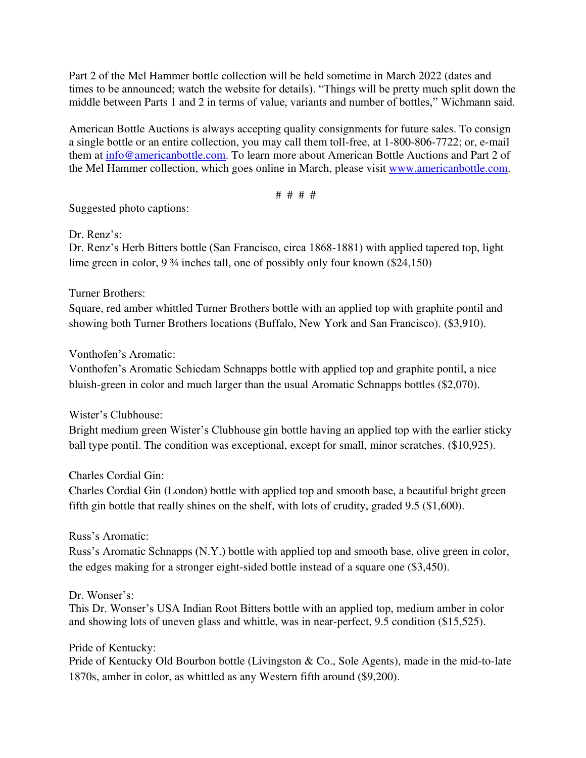Part 2 of the Mel Hammer bottle collection will be held sometime in March 2022 (dates and times to be announced; watch the website for details). "Things will be pretty much split down the middle between Parts 1 and 2 in terms of value, variants and number of bottles," Wichmann said.

American Bottle Auctions is always accepting quality consignments for future sales. To consign a single bottle or an entire collection, you may call them toll-free, at 1-800-806-7722; or, e-mail them at [info@americanbottle.com](mailto:info@americanbottle.com). To learn more about American Bottle Auctions and Part 2 of the Mel Hammer collection, which goes online in March, please visit [www.americanbottle.com](http://www.americanbottle.com).

# # # #

Suggested photo captions:

Dr. Renz's:
Dr. Renz's Herb Bitters bottle (San Francisco, circa 1868-1881) with applied tapered top, light lime green in color, 9 ¾ inches tall, one of possibly only four known ($24,150)

Turner Brothers:
Square, red amber whittled Turner Brothers bottle with an applied top with graphite pontil and showing both Turner Brothers locations (Buffalo, New York and San Francisco). ($3,910).

Vonthofen's Aromatic:
Vonthofen's Aromatic Schiedam Schnapps bottle with applied top and graphite pontil, a nice bluish-green in color and much larger than the usual Aromatic Schnapps bottles ($2,070).

Wister's Clubhouse:
Bright medium green Wister's Clubhouse gin bottle having an applied top with the earlier sticky ball type pontil. The condition was exceptional, except for small, minor scratches. ($10,925).

Charles Cordial Gin:
Charles Cordial Gin (London) bottle with applied top and smooth base, a beautiful bright green fifth gin bottle that really shines on the shelf, with lots of crudity, graded 9.5 ($1,600).

Russ's Aromatic:
Russ's Aromatic Schnapps (N.Y.) bottle with applied top and smooth base, olive green in color, the edges making for a stronger eight-sided bottle instead of a square one ($3,450).

Dr. Wonser's:
This Dr. Wonser's USA Indian Root Bitters bottle with an applied top, medium amber in color and showing lots of uneven glass and whittle, was in near-perfect, 9.5 condition ($15,525).

Pride of Kentucky:
Pride of Kentucky Old Bourbon bottle (Livingston & Co., Sole Agents), made in the mid-to-late 1870s, amber in color, as whittled as any Western fifth around ($9,200).